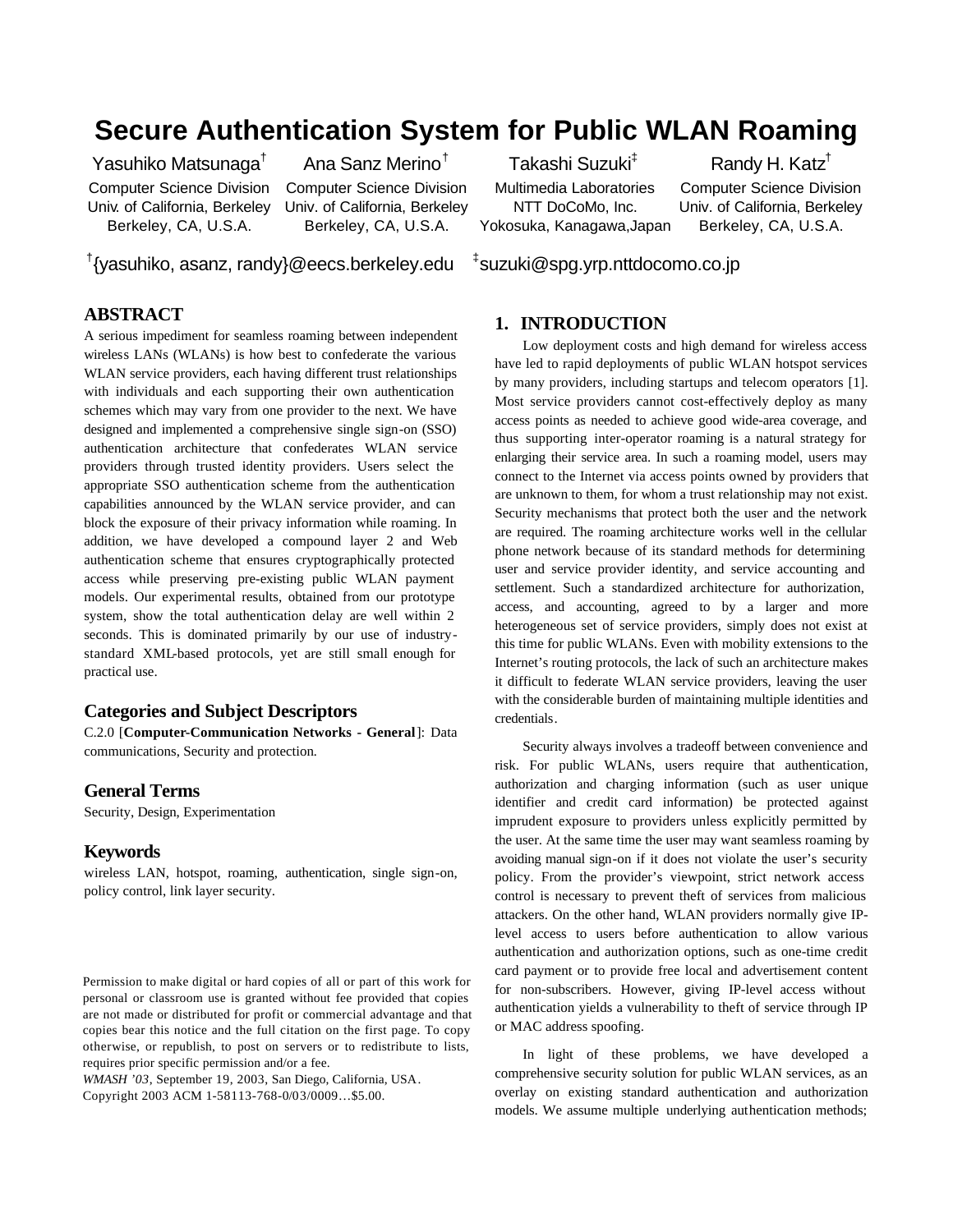# Secure Authentication System for Public WLAN Roaming

Yasuhiko Matsunaga[†]
Computer Science Division
Univ. of California, Berkeley
Berkeley, CA, U.S.A.

Ana Sanz Merino[†]
Computer Science Division
Univ. of California, Berkeley
Berkeley, CA, U.S.A.

Takashi Suzuki[‡]
Multimedia Laboratories
NTT DoCoMo, Inc.
Yokosuka, Kanagawa,Japan

Randy H. Katz[†]
Computer Science Division
Univ. of California, Berkeley
Berkeley, CA, U.S.A.

[†]{yasuhiko, asanz, randy}@eecs.berkeley.edu [‡]suzuki@spg.yrp.nttdocomo.co.jp

## ABSTRACT

A serious impediment for seamless roaming between independent wireless LANs (WLANs) is how best to confederate the various WLAN service providers, each having different trust relationships with individuals and each supporting their own authentication schemes which may vary from one provider to the next. We have designed and implemented a comprehensive single sign-on (SSO) authentication architecture that confederates WLAN service providers through trusted identity providers. Users select the appropriate SSO authentication scheme from the authentication capabilities announced by the WLAN service provider, and can block the exposure of their privacy information while roaming. In addition, we have developed a compound layer 2 and Web authentication scheme that ensures cryptographically protected access while preserving pre-existing public WLAN payment models. Our experimental results, obtained from our prototype system, show the total authentication delay are well within 2 seconds. This is dominated primarily by our use of industry-standard XML-based protocols, yet are still small enough for practical use.

### Categories and Subject Descriptors

C.2.0 [**Computer-Communication Networks - General**]: Data communications, Security and protection.

### General Terms

Security, Design, Experimentation

### Keywords

wireless LAN, hotspot, roaming, authentication, single sign-on, policy control, link layer security.

Permission to make digital or hard copies of all or part of this work for personal or classroom use is granted without fee provided that copies are not made or distributed for profit or commercial advantage and that copies bear this notice and the full citation on the first page. To copy otherwise, or republish, to post on servers or to redistribute to lists, requires prior specific permission and/or a fee.
*WMASH '03*, September 19, 2003, San Diego, California, USA.
Copyright 2003 ACM 1-58113-768-0/03/0009…$5.00.

## 1. INTRODUCTION

Low deployment costs and high demand for wireless access have led to rapid deployments of public WLAN hotspot services by many providers, including startups and telecom operators [1]. Most service providers cannot cost-effectively deploy as many access points as needed to achieve good wide-area coverage, and thus supporting inter-operator roaming is a natural strategy for enlarging their service area. In such a roaming model, users may connect to the Internet via access points owned by providers that are unknown to them, for whom a trust relationship may not exist. Security mechanisms that protect both the user and the network are required. The roaming architecture works well in the cellular phone network because of its standard methods for determining user and service provider identity, and service accounting and settlement. Such a standardized architecture for authorization, access, and accounting, agreed to by a larger and more heterogeneous set of service providers, simply does not exist at this time for public WLANs. Even with mobility extensions to the Internet's routing protocols, the lack of such an architecture makes it difficult to federate WLAN service providers, leaving the user with the considerable burden of maintaining multiple identities and credentials.

Security always involves a tradeoff between convenience and risk. For public WLANs, users require that authentication, authorization and charging information (such as user unique identifier and credit card information) be protected against imprudent exposure to providers unless explicitly permitted by the user. At the same time the user may want seamless roaming by avoiding manual sign-on if it does not violate the user's security policy. From the provider's viewpoint, strict network access control is necessary to prevent theft of services from malicious attackers. On the other hand, WLAN providers normally give IP-level access to users before authentication to allow various authentication and authorization options, such as one-time credit card payment or to provide free local and advertisement content for non-subscribers. However, giving IP-level access without authentication yields a vulnerability to theft of service through IP or MAC address spoofing.

In light of these problems, we have developed a comprehensive security solution for public WLAN services, as an overlay on existing standard authentication and authorization models. We assume multiple underlying authentication methods;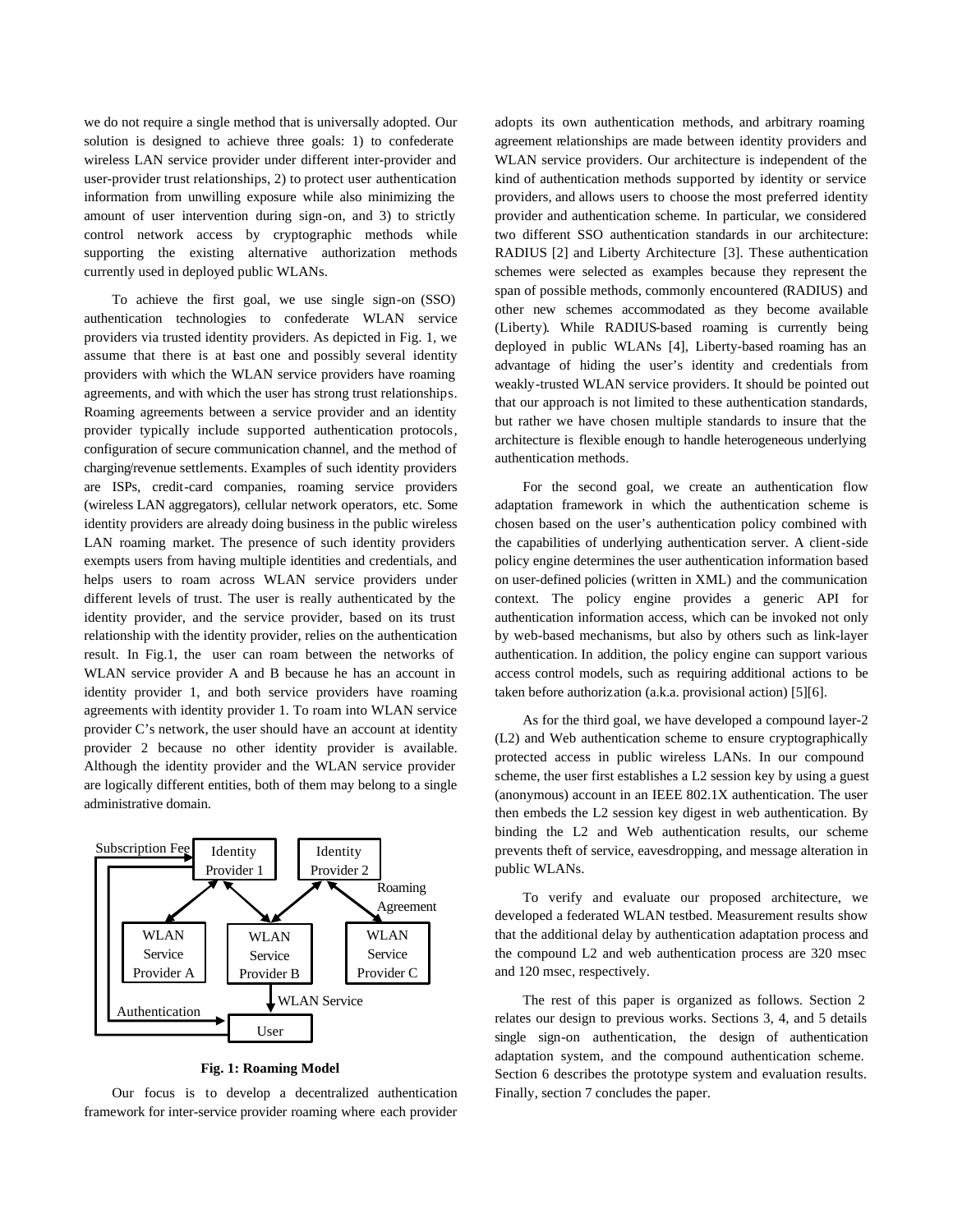we do not require a single method that is universally adopted. Our solution is designed to achieve three goals: 1) to confederate wireless LAN service provider under different inter-provider and user-provider trust relationships, 2) to protect user authentication information from unwilling exposure while also minimizing the amount of user intervention during sign-on, and 3) to strictly control network access by cryptographic methods while supporting the existing alternative authorization methods currently used in deployed public WLANs.

To achieve the first goal, we use single sign-on (SSO) authentication technologies to confederate WLAN service providers via trusted identity providers. As depicted in Fig. 1, we assume that there is at least one and possibly several identity providers with which the WLAN service providers have roaming agreements, and with which the user has strong trust relationships. Roaming agreements between a service provider and an identity provider typically include supported authentication protocols, configuration of secure communication channel, and the method of charging/revenue settlements. Examples of such identity providers are ISPs, credit-card companies, roaming service providers (wireless LAN aggregators), cellular network operators, etc. Some identity providers are already doing business in the public wireless LAN roaming market. The presence of such identity providers exempts users from having multiple identities and credentials, and helps users to roam across WLAN service providers under different levels of trust. The user is really authenticated by the identity provider, and the service provider, based on its trust relationship with the identity provider, relies on the authentication result. In Fig.1, the user can roam between the networks of WLAN service provider A and B because he has an account in identity provider 1, and both service providers have roaming agreements with identity provider 1. To roam into WLAN service provider C's network, the user should have an account at identity provider 2 because no other identity provider is available. Although the identity provider and the WLAN service provider are logically different entities, both of them may belong to a single administrative domain.

**Fig. 1: Roaming Model**

Our focus is to develop a decentralized authentication framework for inter-service provider roaming where each provider adopts its own authentication methods, and arbitrary roaming agreement relationships are made between identity providers and WLAN service providers. Our architecture is independent of the kind of authentication methods supported by identity or service providers, and allows users to choose the most preferred identity provider and authentication scheme. In particular, we considered two different SSO authentication standards in our architecture: RADIUS [2] and Liberty Architecture [3]. These authentication schemes were selected as examples because they represent the span of possible methods, commonly encountered (RADIUS) and other new schemes accommodated as they become available (Liberty). While RADIUS-based roaming is currently being deployed in public WLANs [4], Liberty-based roaming has an advantage of hiding the user's identity and credentials from weakly-trusted WLAN service providers. It should be pointed out that our approach is not limited to these authentication standards, but rather we have chosen multiple standards to insure that the architecture is flexible enough to handle heterogeneous underlying authentication methods.

For the second goal, we create an authentication flow adaptation framework in which the authentication scheme is chosen based on the user's authentication policy combined with the capabilities of underlying authentication server. A client-side policy engine determines the user authentication information based on user-defined policies (written in XML) and the communication context. The policy engine provides a generic API for authentication information access, which can be invoked not only by web-based mechanisms, but also by others such as link-layer authentication. In addition, the policy engine can support various access control models, such as requiring additional actions to be taken before authorization (a.k.a. provisional action) [5][6].

As for the third goal, we have developed a compound layer-2 (L2) and Web authentication scheme to ensure cryptographically protected access in public wireless LANs. In our compound scheme, the user first establishes a L2 session key by using a guest (anonymous) account in an IEEE 802.1X authentication. The user then embeds the L2 session key digest in web authentication. By binding the L2 and Web authentication results, our scheme prevents theft of service, eavesdropping, and message alteration in public WLANs.

To verify and evaluate our proposed architecture, we developed a federated WLAN testbed. Measurement results show that the additional delay by authentication adaptation process and the compound L2 and web authentication process are 320 msec and 120 msec, respectively.

The rest of this paper is organized as follows. Section 2 relates our design to previous works. Sections 3, 4, and 5 details single sign-on authentication, the design of authentication adaptation system, and the compound authentication scheme. Section 6 describes the prototype system and evaluation results. Finally, section 7 concludes the paper.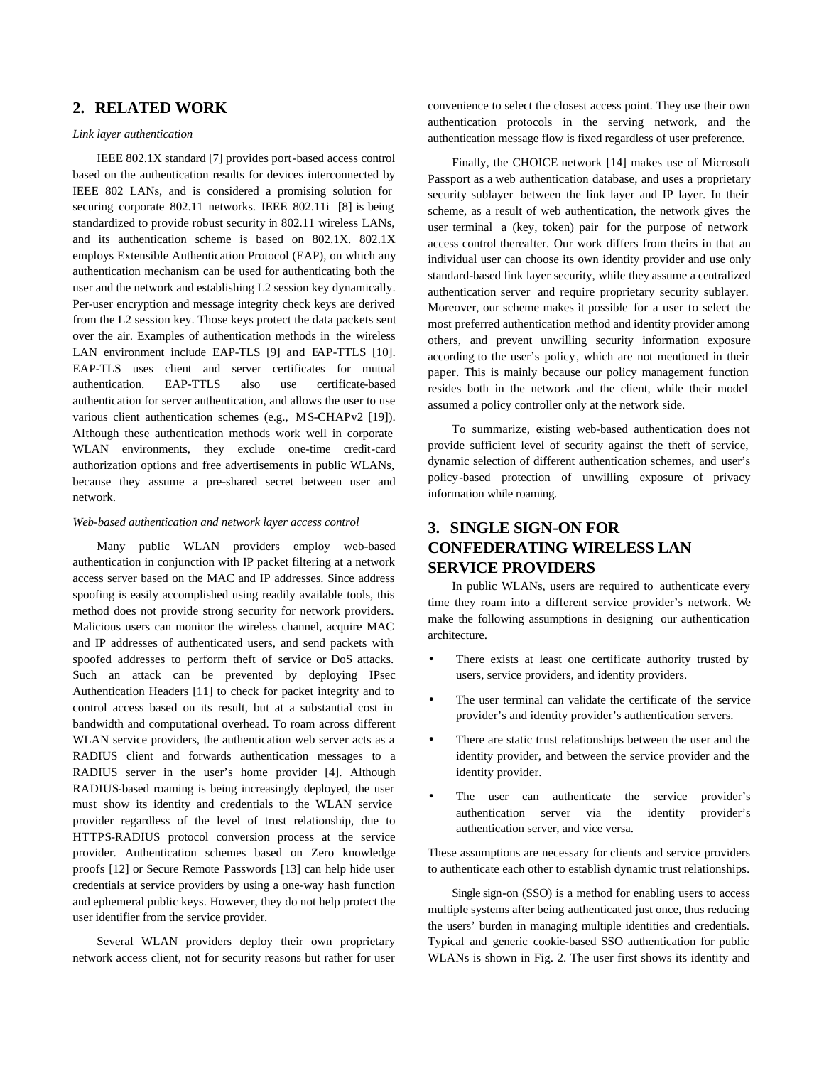## 2. RELATED WORK

*Link layer authentication*

IEEE 802.1X standard [7] provides port-based access control based on the authentication results for devices interconnected by IEEE 802 LANs, and is considered a promising solution for securing corporate 802.11 networks. IEEE 802.11i [8] is being standardized to provide robust security in 802.11 wireless LANs, and its authentication scheme is based on 802.1X. 802.1X employs Extensible Authentication Protocol (EAP), on which any authentication mechanism can be used for authenticating both the user and the network and establishing L2 session key dynamically. Per-user encryption and message integrity check keys are derived from the L2 session key. Those keys protect the data packets sent over the air. Examples of authentication methods in the wireless LAN environment include EAP-TLS [9] and EAP-TTLS [10]. EAP-TLS uses client and server certificates for mutual authentication. EAP-TTLS also use certificate-based authentication for server authentication, and allows the user to use various client authentication schemes (e.g., MS-CHAPv2 [19]). Although these authentication methods work well in corporate WLAN environments, they exclude one-time credit-card authorization options and free advertisements in public WLANs, because they assume a pre-shared secret between user and network.

*Web-based authentication and network layer access control*

Many public WLAN providers employ web-based authentication in conjunction with IP packet filtering at a network access server based on the MAC and IP addresses. Since address spoofing is easily accomplished using readily available tools, this method does not provide strong security for network providers. Malicious users can monitor the wireless channel, acquire MAC and IP addresses of authenticated users, and send packets with spoofed addresses to perform theft of service or DoS attacks. Such an attack can be prevented by deploying IPsec Authentication Headers [11] to check for packet integrity and to control access based on its result, but at a substantial cost in bandwidth and computational overhead. To roam across different WLAN service providers, the authentication web server acts as a RADIUS client and forwards authentication messages to a RADIUS server in the user's home provider [4]. Although RADIUS-based roaming is being increasingly deployed, the user must show its identity and credentials to the WLAN service provider regardless of the level of trust relationship, due to HTTPS-RADIUS protocol conversion process at the service provider. Authentication schemes based on Zero knowledge proofs [12] or Secure Remote Passwords [13] can help hide user credentials at service providers by using a one-way hash function and ephemeral public keys. However, they do not help protect the user identifier from the service provider.

Several WLAN providers deploy their own proprietary network access client, not for security reasons but rather for user convenience to select the closest access point. They use their own authentication protocols in the serving network, and the authentication message flow is fixed regardless of user preference.

Finally, the CHOICE network [14] makes use of Microsoft Passport as a web authentication database, and uses a proprietary security sublayer between the link layer and IP layer. In their scheme, as a result of web authentication, the network gives the user terminal a (key, token) pair for the purpose of network access control thereafter. Our work differs from theirs in that an individual user can choose its own identity provider and use only standard-based link layer security, while they assume a centralized authentication server and require proprietary security sublayer. Moreover, our scheme makes it possible for a user to select the most preferred authentication method and identity provider among others, and prevent unwilling security information exposure according to the user's policy, which are not mentioned in their paper. This is mainly because our policy management function resides both in the network and the client, while their model assumed a policy controller only at the network side.

To summarize, existing web-based authentication does not provide sufficient level of security against the theft of service, dynamic selection of different authentication schemes, and user's policy-based protection of unwilling exposure of privacy information while roaming.

## 3. SINGLE SIGN-ON FOR CONFEDERATING WIRELESS LAN SERVICE PROVIDERS

In public WLANs, users are required to authenticate every time they roam into a different service provider's network. We make the following assumptions in designing our authentication architecture.

- There exists at least one certificate authority trusted by users, service providers, and identity providers.
- The user terminal can validate the certificate of the service provider's and identity provider's authentication servers.
- There are static trust relationships between the user and the identity provider, and between the service provider and the identity provider.
- The user can authenticate the service provider's authentication server via the identity provider's authentication server, and vice versa.

These assumptions are necessary for clients and service providers to authenticate each other to establish dynamic trust relationships.

Single sign-on (SSO) is a method for enabling users to access multiple systems after being authenticated just once, thus reducing the users' burden in managing multiple identities and credentials. Typical and generic cookie-based SSO authentication for public WLANs is shown in Fig. 2. The user first shows its identity and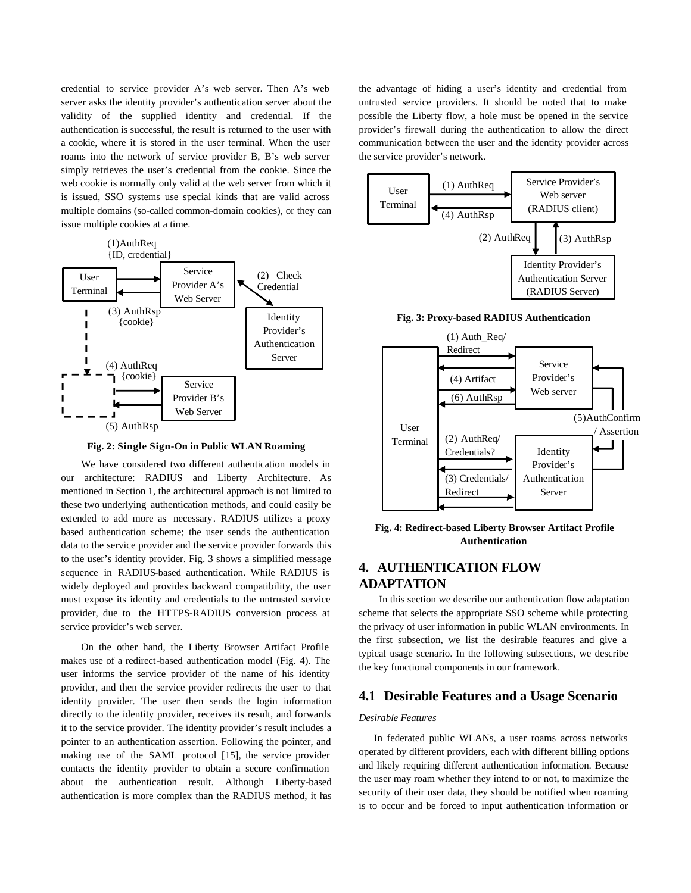credential to service provider A's web server. Then A's web server asks the identity provider's authentication server about the validity of the supplied identity and credential. If the authentication is successful, the result is returned to the user with a cookie, where it is stored in the user terminal. When the user roams into the network of service provider B, B's web server simply retrieves the user's credential from the cookie. Since the web cookie is normally only valid at the web server from which it is issued, SSO systems use special kinds that are valid across multiple domains (so-called common-domain cookies), or they can issue multiple cookies at a time.

**Fig. 2: Single Sign-On in Public WLAN Roaming**

We have considered two different authentication models in our architecture: RADIUS and Liberty Architecture. As mentioned in Section 1, the architectural approach is not limited to these two underlying authentication methods, and could easily be extended to add more as necessary. RADIUS utilizes a proxy based authentication scheme; the user sends the authentication data to the service provider and the service provider forwards this to the user's identity provider. Fig. 3 shows a simplified message sequence in RADIUS-based authentication. While RADIUS is widely deployed and provides backward compatibility, the user must expose its identity and credentials to the untrusted service provider, due to the HTTPS-RADIUS conversion process at service provider's web server.

On the other hand, the Liberty Browser Artifact Profile makes use of a redirect-based authentication model (Fig. 4). The user informs the service provider of the name of his identity provider, and then the service provider redirects the user to that identity provider. The user then sends the login information directly to the identity provider, receives its result, and forwards it to the service provider. The identity provider's result includes a pointer to an authentication assertion. Following the pointer, and making use of the SAML protocol [15], the service provider contacts the identity provider to obtain a secure confirmation about the authentication result. Although Liberty-based authentication is more complex than the RADIUS method, it has the advantage of hiding a user's identity and credential from untrusted service providers. It should be noted that to make possible the Liberty flow, a hole must be opened in the service provider's firewall during the authentication to allow the direct communication between the user and the identity provider across the service provider's network.

**Fig. 3: Proxy-based RADIUS Authentication**

**Fig. 4: Redirect-based Liberty Browser Artifact Profile Authentication**

# 4. AUTHENTICATION FLOW ADAPTATION

In this section we describe our authentication flow adaptation scheme that selects the appropriate SSO scheme while protecting the privacy of user information in public WLAN environments. In the first subsection, we list the desirable features and give a typical usage scenario. In the following subsections, we describe the key functional components in our framework.

## 4.1 Desirable Features and a Usage Scenario

*Desirable Features*

In federated public WLANs, a user roams across networks operated by different providers, each with different billing options and likely requiring different authentication information. Because the user may roam whether they intend to or not, to maximize the security of their user data, they should be notified when roaming is to occur and be forced to input authentication information or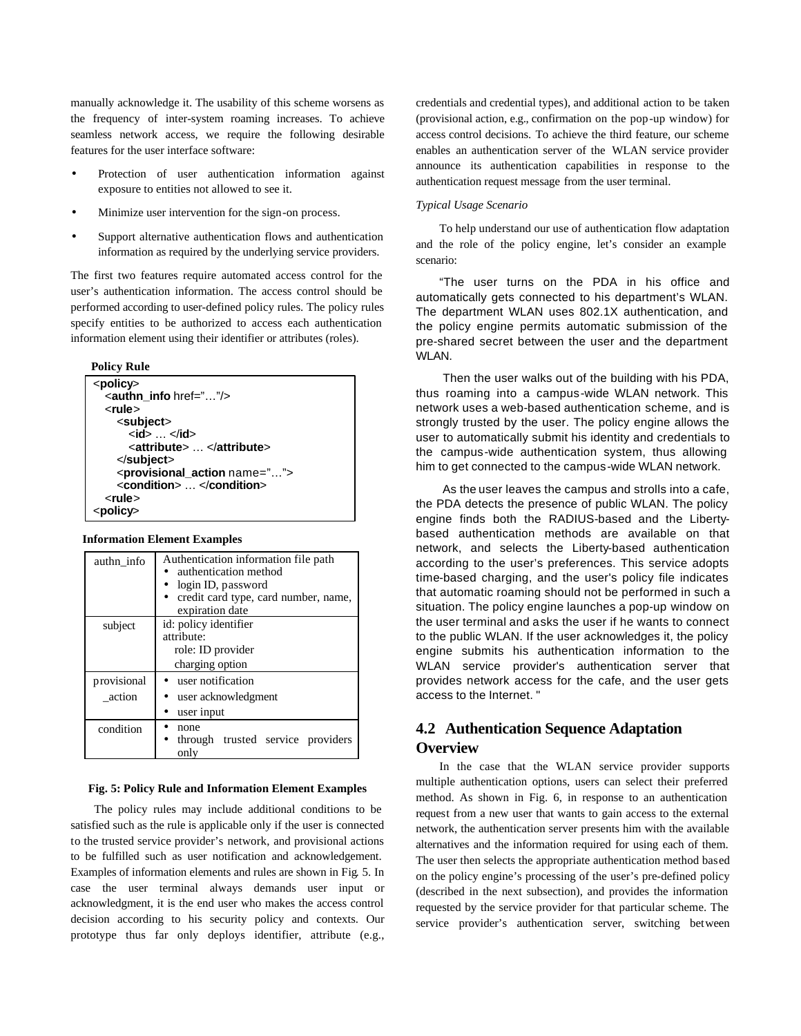manually acknowledge it. The usability of this scheme worsens as the frequency of inter-system roaming increases. To achieve seamless network access, we require the following desirable features for the user interface software:

- Protection of user authentication information against exposure to entities not allowed to see it.
- Minimize user intervention for the sign-on process.
- Support alternative authentication flows and authentication information as required by the underlying service providers.

The first two features require automated access control for the user's authentication information. The access control should be performed according to user-defined policy rules. The policy rules specify entities to be authorized to access each authentication information element using their identifier or attributes (roles).

**Policy Rule**

```
<policy>
  <authn_info href="…"/>
  <rule>
    <subject>
      <id> … </id>
      <attribute> … </attribute>
    </subject>
    <provisional_action name="…">
    <condition> … </condition>
  <rule>
<policy>
```

**Information Element Examples**

| | |
|---|---|
| authn_info | Authentication information file path<br>• authentication method<br>• login ID, password<br>• credit card type, card number, name, expiration date |
| subject | id: policy identifier<br>attribute:<br>role: ID provider<br>charging option |
| provisional _action | • user notification<br>• user acknowledgment<br>• user input |
| condition | • none<br>• through trusted service providers only |

**Fig. 5: Policy Rule and Information Element Examples**

The policy rules may include additional conditions to be satisfied such as the rule is applicable only if the user is connected to the trusted service provider's network, and provisional actions to be fulfilled such as user notification and acknowledgement. Examples of information elements and rules are shown in Fig. 5. In case the user terminal always demands user input or acknowledgment, it is the end user who makes the access control decision according to his security policy and contexts. Our prototype thus far only deploys identifier, attribute (e.g., credentials and credential types), and additional action to be taken (provisional action, e.g., confirmation on the pop-up window) for access control decisions. To achieve the third feature, our scheme enables an authentication server of the WLAN service provider announce its authentication capabilities in response to the authentication request message from the user terminal.

*Typical Usage Scenario*

To help understand our use of authentication flow adaptation and the role of the policy engine, let's consider an example scenario:

"The user turns on the PDA in his office and automatically gets connected to his department's WLAN. The department WLAN uses 802.1X authentication, and the policy engine permits automatic submission of the pre-shared secret between the user and the department WLAN.

Then the user walks out of the building with his PDA, thus roaming into a campus-wide WLAN network. This network uses a web-based authentication scheme, and is strongly trusted by the user. The policy engine allows the user to automatically submit his identity and credentials to the campus-wide authentication system, thus allowing him to get connected to the campus-wide WLAN network.

As the user leaves the campus and strolls into a cafe, the PDA detects the presence of public WLAN. The policy engine finds both the RADIUS-based and the Liberty-based authentication methods are available on that network, and selects the Liberty-based authentication according to the user's preferences. This service adopts time-based charging, and the user's policy file indicates that automatic roaming should not be performed in such a situation. The policy engine launches a pop-up window on the user terminal and asks the user if he wants to connect to the public WLAN. If the user acknowledges it, the policy engine submits his authentication information to the WLAN service provider's authentication server that provides network access for the cafe, and the user gets access to the Internet. "

## 4.2 Authentication Sequence Adaptation Overview

In the case that the WLAN service provider supports multiple authentication options, users can select their preferred method. As shown in Fig. 6, in response to an authentication request from a new user that wants to gain access to the external network, the authentication server presents him with the available alternatives and the information required for using each of them. The user then selects the appropriate authentication method based on the policy engine's processing of the user's pre-defined policy (described in the next subsection), and provides the information requested by the service provider for that particular scheme. The service provider's authentication server, switching between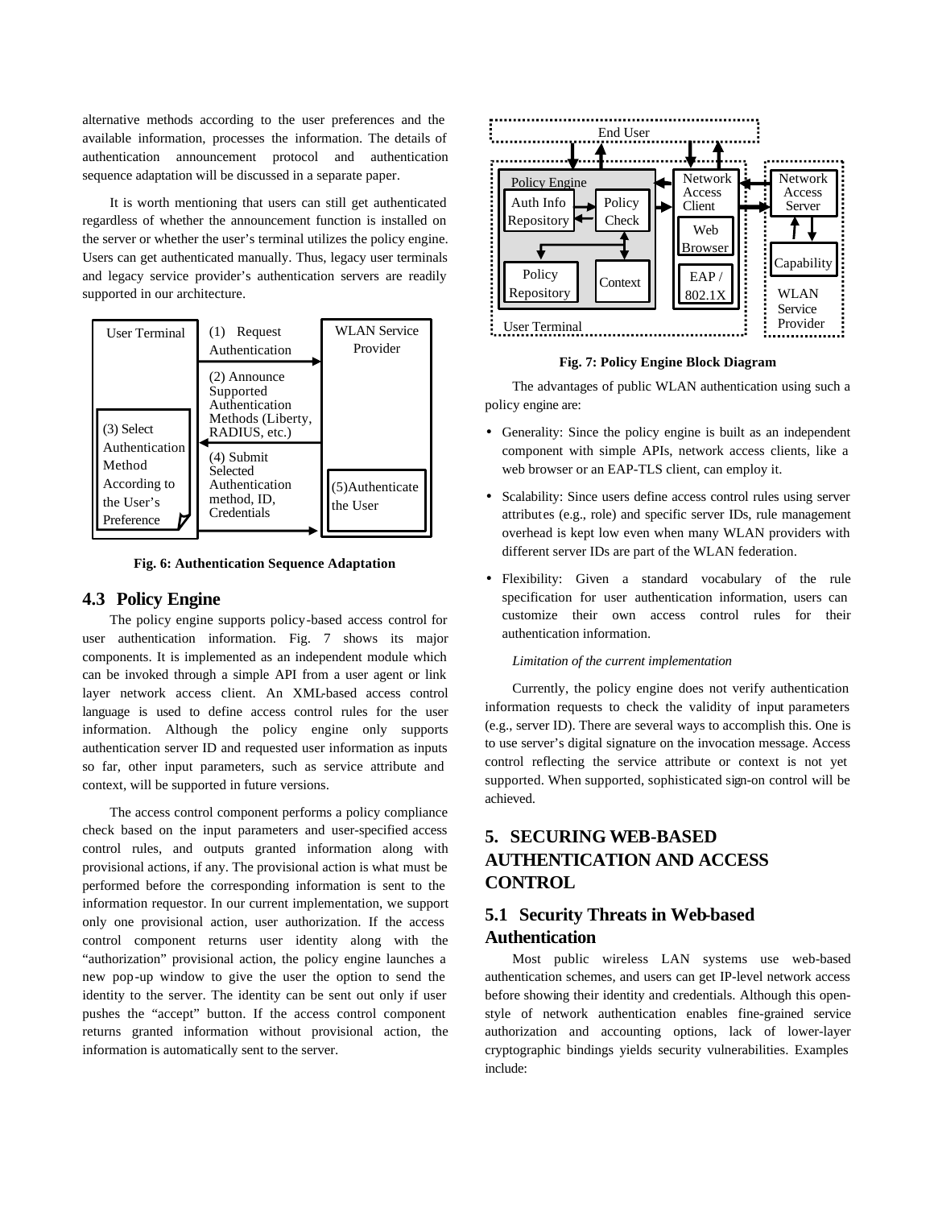alternative methods according to the user preferences and the available information, processes the information. The details of authentication announcement protocol and authentication sequence adaptation will be discussed in a separate paper.

It is worth mentioning that users can still get authenticated regardless of whether the announcement function is installed on the server or whether the user's terminal utilizes the policy engine. Users can get authenticated manually. Thus, legacy user terminals and legacy service provider's authentication servers are readily supported in our architecture.

User Terminal

(1) Request Authentication

WLAN Service Provider

(2) Announce Supported Authentication Methods (Liberty, RADIUS, etc.)

(3) Select Authentication Method According to the User's Preference

(4) Submit Selected Authentication method, ID, Credentials

(5)Authenticate the User

**Fig. 6: Authentication Sequence Adaptation**

## 4.3 Policy Engine

The policy engine supports policy-based access control for user authentication information. Fig. 7 shows its major components. It is implemented as an independent module which can be invoked through a simple API from a user agent or link layer network access client. An XML-based access control language is used to define access control rules for the user information. Although the policy engine only supports authentication server ID and requested user information as inputs so far, other input parameters, such as service attribute and context, will be supported in future versions.

The access control component performs a policy compliance check based on the input parameters and user-specified access control rules, and outputs granted information along with provisional actions, if any. The provisional action is what must be performed before the corresponding information is sent to the information requestor. In our current implementation, we support only one provisional action, user authorization. If the access control component returns user identity along with the "authorization" provisional action, the policy engine launches a new pop-up window to give the user the option to send the identity to the server. The identity can be sent out only if user pushes the "accept" button. If the access control component returns granted information without provisional action, the information is automatically sent to the server.

End User

Policy Engine

Auth Info Repository

Policy Check

Policy Repository

Context

Network Access Client

Web Browser

EAP / 802.1X

User Terminal

Network Access Server

Capability

WLAN Service Provider

**Fig. 7: Policy Engine Block Diagram**

The advantages of public WLAN authentication using such a policy engine are:

- Generality: Since the policy engine is built as an independent component with simple APIs, network access clients, like a web browser or an EAP-TLS client, can employ it.
- Scalability: Since users define access control rules using server attributes (e.g., role) and specific server IDs, rule management overhead is kept low even when many WLAN providers with different server IDs are part of the WLAN federation.
- Flexibility: Given a standard vocabulary of the rule specification for user authentication information, users can customize their own access control rules for their authentication information.

*Limitation of the current implementation*

Currently, the policy engine does not verify authentication information requests to check the validity of input parameters (e.g., server ID). There are several ways to accomplish this. One is to use server's digital signature on the invocation message. Access control reflecting the service attribute or context is not yet supported. When supported, sophisticated sign-on control will be achieved.

# 5. SECURING WEB-BASED AUTHENTICATION AND ACCESS CONTROL

## 5.1 Security Threats in Web-based Authentication

Most public wireless LAN systems use web-based authentication schemes, and users can get IP-level network access before showing their identity and credentials. Although this open-style of network authentication enables fine-grained service authorization and accounting options, lack of lower-layer cryptographic bindings yields security vulnerabilities. Examples include: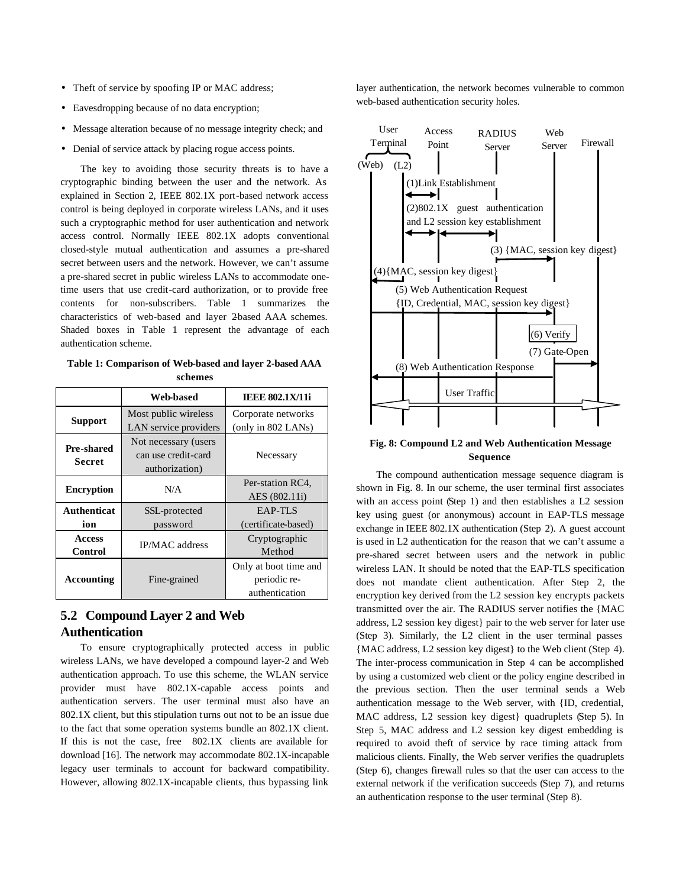- Theft of service by spoofing IP or MAC address;
- Eavesdropping because of no data encryption;
- Message alteration because of no message integrity check; and
- Denial of service attack by placing rogue access points.

The key to avoiding those security threats is to have a cryptographic binding between the user and the network. As explained in Section 2, IEEE 802.1X port-based network access control is being deployed in corporate wireless LANs, and it uses such a cryptographic method for user authentication and network access control. Normally IEEE 802.1X adopts conventional closed-style mutual authentication and assumes a pre-shared secret between users and the network. However, we can't assume a pre-shared secret in public wireless LANs to accommodate one-time users that use credit-card authorization, or to provide free contents for non-subscribers. Table 1 summarizes the characteristics of web-based and layer 2-based AAA schemes. Shaded boxes in Table 1 represent the advantage of each authentication scheme.

**Table 1: Comparison of Web-based and layer 2-based AAA schemes**

| | Web-based | IEEE 802.1X/11i |
|---|---|---|
| **Support** | Most public wireless LAN service providers | Corporate networks (only in 802 LANs) |
| **Pre-shared Secret** | Not necessary (users can use credit-card authorization) | Necessary |
| **Encryption** | N/A | Per-station RC4, AES (802.11i) |
| **Authentication** | SSL-protected password | EAP-TLS (certificate-based) |
| **Access Control** | IP/MAC address | Cryptographic Method |
| **Accounting** | Fine-grained | Only at boot time and periodic re-authentication |

## 5.2 Compound Layer 2 and Web Authentication

To ensure cryptographically protected access in public wireless LANs, we have developed a compound layer-2 and Web authentication approach. To use this scheme, the WLAN service provider must have 802.1X-capable access points and authentication servers. The user terminal must also have an 802.1X client, but this stipulation turns out not to be an issue due to the fact that some operation systems bundle an 802.1X client. If this is not the case, free 802.1X clients are available for download [16]. The network may accommodate 802.1X-incapable legacy user terminals to account for backward compatibility. However, allowing 802.1X-incapable clients, thus bypassing link layer authentication, the network becomes vulnerable to common web-based authentication security holes.

User Terminal (Web) (L2) | Access Point | RADIUS Server | Web Server | Firewall

(1) Link Establishment
(2) 802.1X guest authentication and L2 session key establishment
(3) {MAC, session key digest}
(4) {MAC, session key digest}
(5) Web Authentication Request {ID, Credential, MAC, session key digest}
(6) Verify
(7) Gate-Open
(8) Web Authentication Response
User Traffic

**Fig. 8: Compound L2 and Web Authentication Message Sequence**

The compound authentication message sequence diagram is shown in Fig. 8. In our scheme, the user terminal first associates with an access point (Step 1) and then establishes a L2 session key using guest (or anonymous) account in EAP-TLS message exchange in IEEE 802.1X authentication (Step 2). A guest account is used in L2 authentication for the reason that we can't assume a pre-shared secret between users and the network in public wireless LAN. It should be noted that the EAP-TLS specification does not mandate client authentication. After Step 2, the encryption key derived from the L2 session key encrypts packets transmitted over the air. The RADIUS server notifies the {MAC address, L2 session key digest} pair to the web server for later use (Step 3). Similarly, the L2 client in the user terminal passes {MAC address, L2 session key digest} to the Web client (Step 4). The inter-process communication in Step 4 can be accomplished by using a customized web client or the policy engine described in the previous section. Then the user terminal sends a Web authentication message to the Web server, with {ID, credential, MAC address, L2 session key digest} quadruplets (Step 5). In Step 5, MAC address and L2 session key digest embedding is required to avoid theft of service by race timing attack from malicious clients. Finally, the Web server verifies the quadruplets (Step 6), changes firewall rules so that the user can access to the external network if the verification succeeds (Step 7), and returns an authentication response to the user terminal (Step 8).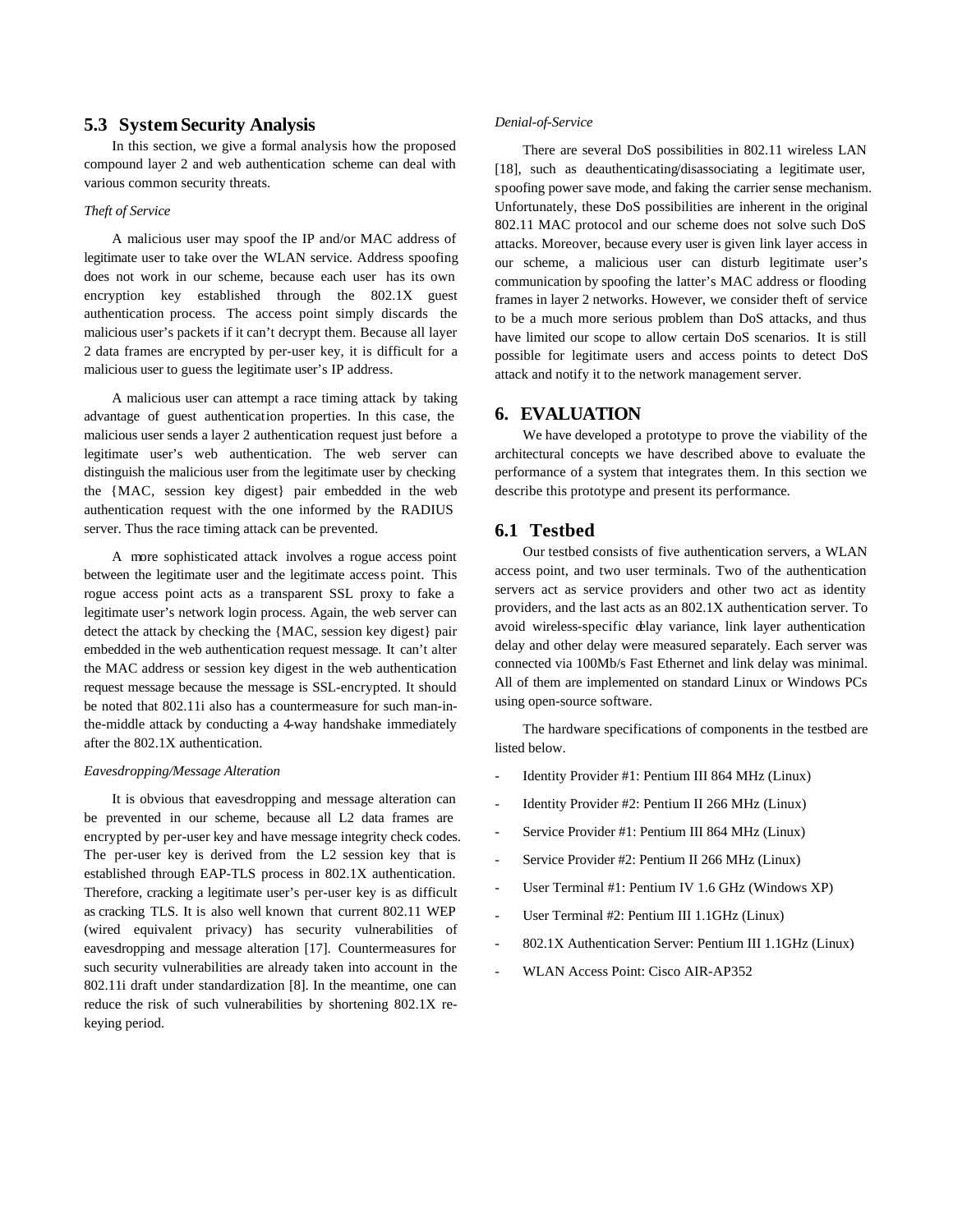## 5.3 System Security Analysis

In this section, we give a formal analysis how the proposed compound layer 2 and web authentication scheme can deal with various common security threats.

*Theft of Service*

A malicious user may spoof the IP and/or MAC address of legitimate user to take over the WLAN service. Address spoofing does not work in our scheme, because each user has its own encryption key established through the 802.1X guest authentication process. The access point simply discards the malicious user's packets if it can't decrypt them. Because all layer 2 data frames are encrypted by per-user key, it is difficult for a malicious user to guess the legitimate user's IP address.

A malicious user can attempt a race timing attack by taking advantage of guest authentication properties. In this case, the malicious user sends a layer 2 authentication request just before a legitimate user's web authentication. The web server can distinguish the malicious user from the legitimate user by checking the {MAC, session key digest} pair embedded in the web authentication request with the one informed by the RADIUS server. Thus the race timing attack can be prevented.

A more sophisticated attack involves a rogue access point between the legitimate user and the legitimate access point. This rogue access point acts as a transparent SSL proxy to fake a legitimate user's network login process. Again, the web server can detect the attack by checking the {MAC, session key digest} pair embedded in the web authentication request message. It can't alter the MAC address or session key digest in the web authentication request message because the message is SSL-encrypted. It should be noted that 802.11i also has a countermeasure for such man-in-the-middle attack by conducting a 4-way handshake immediately after the 802.1X authentication.

*Eavesdropping/Message Alteration*

It is obvious that eavesdropping and message alteration can be prevented in our scheme, because all L2 data frames are encrypted by per-user key and have message integrity check codes. The per-user key is derived from the L2 session key that is established through EAP-TLS process in 802.1X authentication. Therefore, cracking a legitimate user's per-user key is as difficult as cracking TLS. It is also well known that current 802.11 WEP (wired equivalent privacy) has security vulnerabilities of eavesdropping and message alteration [17]. Countermeasures for such security vulnerabilities are already taken into account in the 802.11i draft under standardization [8]. In the meantime, one can reduce the risk of such vulnerabilities by shortening 802.1X re-keying period.

*Denial-of-Service*

There are several DoS possibilities in 802.11 wireless LAN [18], such as deauthenticating/disassociating a legitimate user, spoofing power save mode, and faking the carrier sense mechanism. Unfortunately, these DoS possibilities are inherent in the original 802.11 MAC protocol and our scheme does not solve such DoS attacks. Moreover, because every user is given link layer access in our scheme, a malicious user can disturb legitimate user's communication by spoofing the latter's MAC address or flooding frames in layer 2 networks. However, we consider theft of service to be a much more serious problem than DoS attacks, and thus have limited our scope to allow certain DoS scenarios. It is still possible for legitimate users and access points to detect DoS attack and notify it to the network management server.

# 6. EVALUATION

We have developed a prototype to prove the viability of the architectural concepts we have described above to evaluate the performance of a system that integrates them. In this section we describe this prototype and present its performance.

## 6.1 Testbed

Our testbed consists of five authentication servers, a WLAN access point, and two user terminals. Two of the authentication servers act as service providers and other two act as identity providers, and the last acts as an 802.1X authentication server. To avoid wireless-specific delay variance, link layer authentication delay and other delay were measured separately. Each server was connected via 100Mb/s Fast Ethernet and link delay was minimal. All of them are implemented on standard Linux or Windows PCs using open-source software.

The hardware specifications of components in the testbed are listed below.

- Identity Provider #1: Pentium III 864 MHz (Linux)
- Identity Provider #2: Pentium II 266 MHz (Linux)
- Service Provider #1: Pentium III 864 MHz (Linux)
- Service Provider #2: Pentium II 266 MHz (Linux)
- User Terminal #1: Pentium IV 1.6 GHz (Windows XP)
- User Terminal #2: Pentium III 1.1GHz (Linux)
- 802.1X Authentication Server: Pentium III 1.1GHz (Linux)
- WLAN Access Point: Cisco AIR-AP352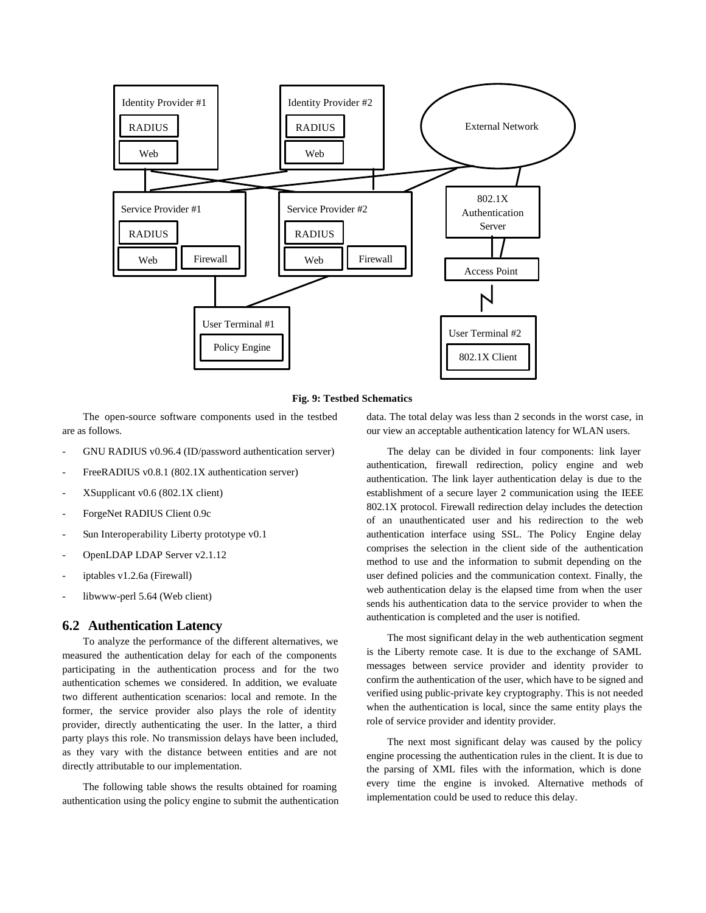Fig. 9: Testbed Schematics

The open-source software components used in the testbed are as follows.

- GNU RADIUS v0.96.4 (ID/password authentication server)
- FreeRADIUS v0.8.1 (802.1X authentication server)
- XSupplicant v0.6 (802.1X client)
- ForgeNet RADIUS Client 0.9c
- Sun Interoperability Liberty prototype v0.1
- OpenLDAP LDAP Server v2.1.12
- iptables v1.2.6a (Firewall)
- libwww-perl 5.64 (Web client)

## 6.2 Authentication Latency

To analyze the performance of the different alternatives, we measured the authentication delay for each of the components participating in the authentication process and for the two authentication schemes we considered. In addition, we evaluate two different authentication scenarios: local and remote. In the former, the service provider also plays the role of identity provider, directly authenticating the user. In the latter, a third party plays this role. No transmission delays have been included, as they vary with the distance between entities and are not directly attributable to our implementation.

The following table shows the results obtained for roaming authentication using the policy engine to submit the authentication data. The total delay was less than 2 seconds in the worst case, in our view an acceptable authentication latency for WLAN users.

The delay can be divided in four components: link layer authentication, firewall redirection, policy engine and web authentication. The link layer authentication delay is due to the establishment of a secure layer 2 communication using the IEEE 802.1X protocol. Firewall redirection delay includes the detection of an unauthenticated user and his redirection to the web authentication interface using SSL. The Policy Engine delay comprises the selection in the client side of the authentication method to use and the information to submit depending on the user defined policies and the communication context. Finally, the web authentication delay is the elapsed time from when the user sends his authentication data to the service provider to when the authentication is completed and the user is notified.

The most significant delay in the web authentication segment is the Liberty remote case. It is due to the exchange of SAML messages between service provider and identity provider to confirm the authentication of the user, which have to be signed and verified using public-private key cryptography. This is not needed when the authentication is local, since the same entity plays the role of service provider and identity provider.

The next most significant delay was caused by the policy engine processing the authentication rules in the client. It is due to the parsing of XML files with the information, which is done every time the engine is invoked. Alternative methods of implementation could be used to reduce this delay.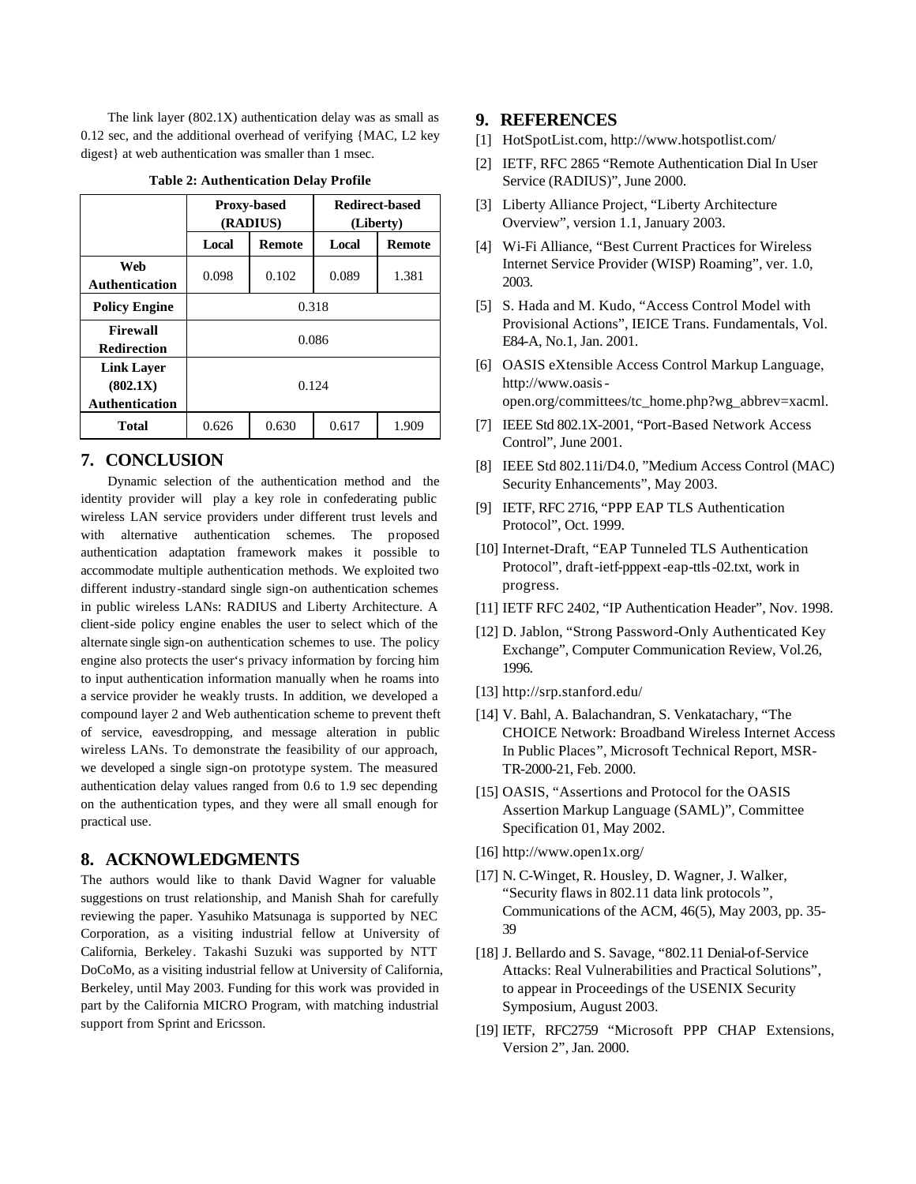The link layer (802.1X) authentication delay was as small as 0.12 sec, and the additional overhead of verifying {MAC, L2 key digest} at web authentication was smaller than 1 msec.

**Table 2: Authentication Delay Profile**

| | Proxy-based (RADIUS) | | Redirect-based (Liberty) | |
|---|---|---|---|---|
| | **Local** | **Remote** | **Local** | **Remote** |
| **Web Authentication** | 0.098 | 0.102 | 0.089 | 1.381 |
| **Policy Engine** | 0.318 | | | |
| **Firewall Redirection** | 0.086 | | | |
| **Link Layer (802.1X) Authentication** | 0.124 | | | |
| **Total** | 0.626 | 0.630 | 0.617 | 1.909 |

## 7. CONCLUSION

Dynamic selection of the authentication method and the identity provider will play a key role in confederating public wireless LAN service providers under different trust levels and with alternative authentication schemes. The proposed authentication adaptation framework makes it possible to accommodate multiple authentication methods. We exploited two different industry-standard single sign-on authentication schemes in public wireless LANs: RADIUS and Liberty Architecture. A client-side policy engine enables the user to select which of the alternate single sign-on authentication schemes to use. The policy engine also protects the user's privacy information by forcing him to input authentication information manually when he roams into a service provider he weakly trusts. In addition, we developed a compound layer 2 and Web authentication scheme to prevent theft of service, eavesdropping, and message alteration in public wireless LANs. To demonstrate the feasibility of our approach, we developed a single sign-on prototype system. The measured authentication delay values ranged from 0.6 to 1.9 sec depending on the authentication types, and they were all small enough for practical use.

## 8. ACKNOWLEDGMENTS

The authors would like to thank David Wagner for valuable suggestions on trust relationship, and Manish Shah for carefully reviewing the paper. Yasuhiko Matsunaga is supported by NEC Corporation, as a visiting industrial fellow at University of California, Berkeley. Takashi Suzuki was supported by NTT DoCoMo, as a visiting industrial fellow at University of California, Berkeley, until May 2003. Funding for this work was provided in part by the California MICRO Program, with matching industrial support from Sprint and Ericsson.

## 9. REFERENCES

[1] HotSpotList.com, http://www.hotspotlist.com/

[2] IETF, RFC 2865 "Remote Authentication Dial In User Service (RADIUS)", June 2000.

[3] Liberty Alliance Project, "Liberty Architecture Overview", version 1.1, January 2003.

[4] Wi-Fi Alliance, "Best Current Practices for Wireless Internet Service Provider (WISP) Roaming", ver. 1.0, 2003.

[5] S. Hada and M. Kudo, "Access Control Model with Provisional Actions", IEICE Trans. Fundamentals, Vol. E84-A, No.1, Jan. 2001.

[6] OASIS eXtensible Access Control Markup Language, http://www.oasis-open.org/committees/tc_home.php?wg_abbrev=xacml.

[7] IEEE Std 802.1X-2001, "Port-Based Network Access Control", June 2001.

[8] IEEE Std 802.11i/D4.0, "Medium Access Control (MAC) Security Enhancements", May 2003.

[9] IETF, RFC 2716, "PPP EAP TLS Authentication Protocol", Oct. 1999.

[10] Internet-Draft, "EAP Tunneled TLS Authentication Protocol", draft-ietf-pppext-eap-ttls-02.txt, work in progress.

[11] IETF RFC 2402, "IP Authentication Header", Nov. 1998.

[12] D. Jablon, "Strong Password-Only Authenticated Key Exchange", Computer Communication Review, Vol.26, 1996.

[13] http://srp.stanford.edu/

[14] V. Bahl, A. Balachandran, S. Venkatachary, "The CHOICE Network: Broadband Wireless Internet Access In Public Places", Microsoft Technical Report, MSR-TR-2000-21, Feb. 2000.

[15] OASIS, "Assertions and Protocol for the OASIS Assertion Markup Language (SAML)", Committee Specification 01, May 2002.

[16] http://www.open1x.org/

[17] N. C-Winget, R. Housley, D. Wagner, J. Walker, "Security flaws in 802.11 data link protocols", Communications of the ACM, 46(5), May 2003, pp. 35-39

[18] J. Bellardo and S. Savage, "802.11 Denial-of-Service Attacks: Real Vulnerabilities and Practical Solutions", to appear in Proceedings of the USENIX Security Symposium, August 2003.

[19] IETF, RFC2759 "Microsoft PPP CHAP Extensions, Version 2", Jan. 2000.